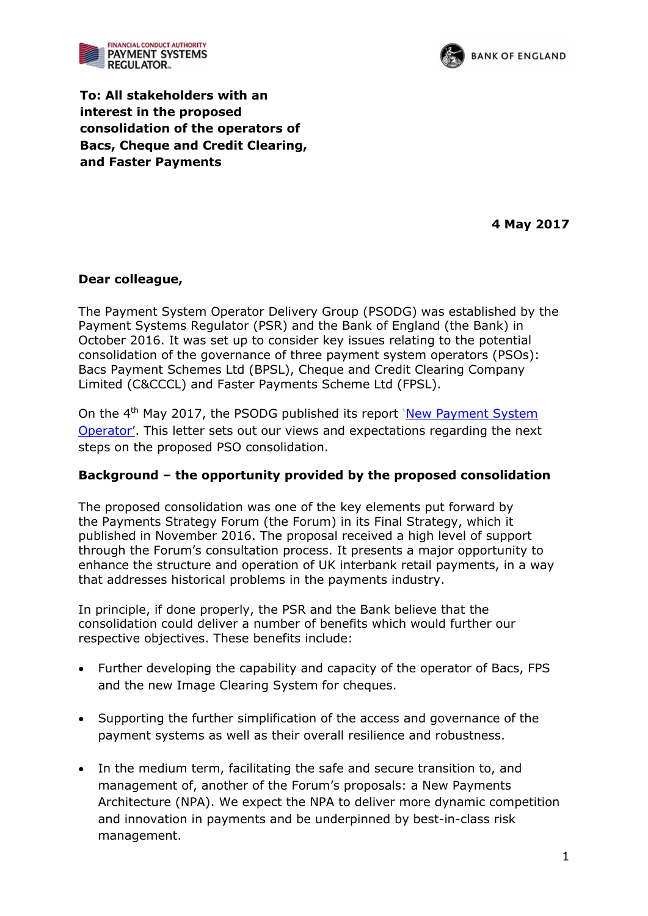**To: All stakeholders with an interest in the proposed consolidation of the operators of Bacs, Cheque and Credit Clearing, and Faster Payments**

**4 May 2017**

**Dear colleague,**

The Payment System Operator Delivery Group (PSODG) was established by the Payment Systems Regulator (PSR) and the Bank of England (the Bank) in October 2016. It was set up to consider key issues relating to the potential consolidation of the governance of three payment system operators (PSOs): Bacs Payment Schemes Ltd (BPSL), Cheque and Credit Clearing Company Limited (C&CCCL) and Faster Payments Scheme Ltd (FPSL).

On the 4th May 2017, the PSODG published its report 'New Payment System Operator'. This letter sets out our views and expectations regarding the next steps on the proposed PSO consolidation.

**Background – the opportunity provided by the proposed consolidation**

The proposed consolidation was one of the key elements put forward by the Payments Strategy Forum (the Forum) in its Final Strategy, which it published in November 2016. The proposal received a high level of support through the Forum's consultation process. It presents a major opportunity to enhance the structure and operation of UK interbank retail payments, in a way that addresses historical problems in the payments industry.

In principle, if done properly, the PSR and the Bank believe that the consolidation could deliver a number of benefits which would further our respective objectives. These benefits include:

- Further developing the capability and capacity of the operator of Bacs, FPS and the new Image Clearing System for cheques.
- Supporting the further simplification of the access and governance of the payment systems as well as their overall resilience and robustness.
- In the medium term, facilitating the safe and secure transition to, and management of, another of the Forum's proposals: a New Payments Architecture (NPA). We expect the NPA to deliver more dynamic competition and innovation in payments and be underpinned by best-in-class risk management.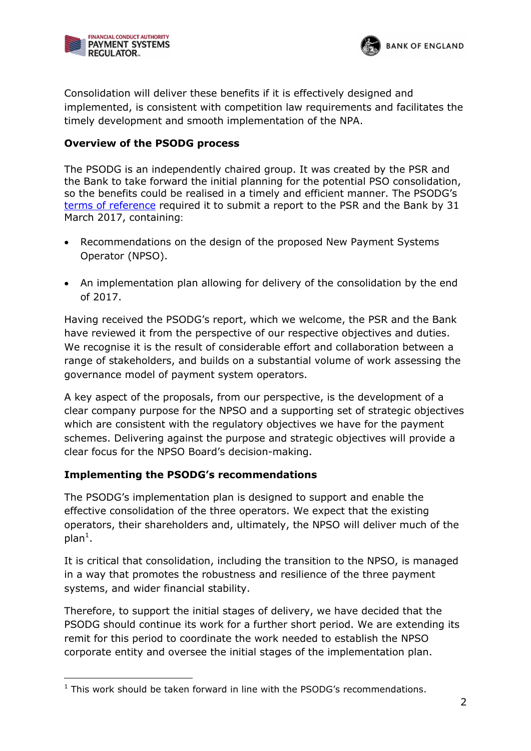Consolidation will deliver these benefits if it is effectively designed and implemented, is consistent with competition law requirements and facilitates the timely development and smooth implementation of the NPA.

**Overview of the PSODG process**

The PSODG is an independently chaired group. It was created by the PSR and the Bank to take forward the initial planning for the potential PSO consolidation, so the benefits could be realised in a timely and efficient manner. The PSODG's terms of reference required it to submit a report to the PSR and the Bank by 31 March 2017, containing:

- Recommendations on the design of the proposed New Payment Systems Operator (NPSO).
- An implementation plan allowing for delivery of the consolidation by the end of 2017.

Having received the PSODG's report, which we welcome, the PSR and the Bank have reviewed it from the perspective of our respective objectives and duties. We recognise it is the result of considerable effort and collaboration between a range of stakeholders, and builds on a substantial volume of work assessing the governance model of payment system operators.

A key aspect of the proposals, from our perspective, is the development of a clear company purpose for the NPSO and a supporting set of strategic objectives which are consistent with the regulatory objectives we have for the payment schemes. Delivering against the purpose and strategic objectives will provide a clear focus for the NPSO Board's decision-making.

**Implementing the PSODG's recommendations**

The PSODG's implementation plan is designed to support and enable the effective consolidation of the three operators. We expect that the existing operators, their shareholders and, ultimately, the NPSO will deliver much of the plan[1].

It is critical that consolidation, including the transition to the NPSO, is managed in a way that promotes the robustness and resilience of the three payment systems, and wider financial stability.

Therefore, to support the initial stages of delivery, we have decided that the PSODG should continue its work for a further short period. We are extending its remit for this period to coordinate the work needed to establish the NPSO corporate entity and oversee the initial stages of the implementation plan.

[1] This work should be taken forward in line with the PSODG's recommendations.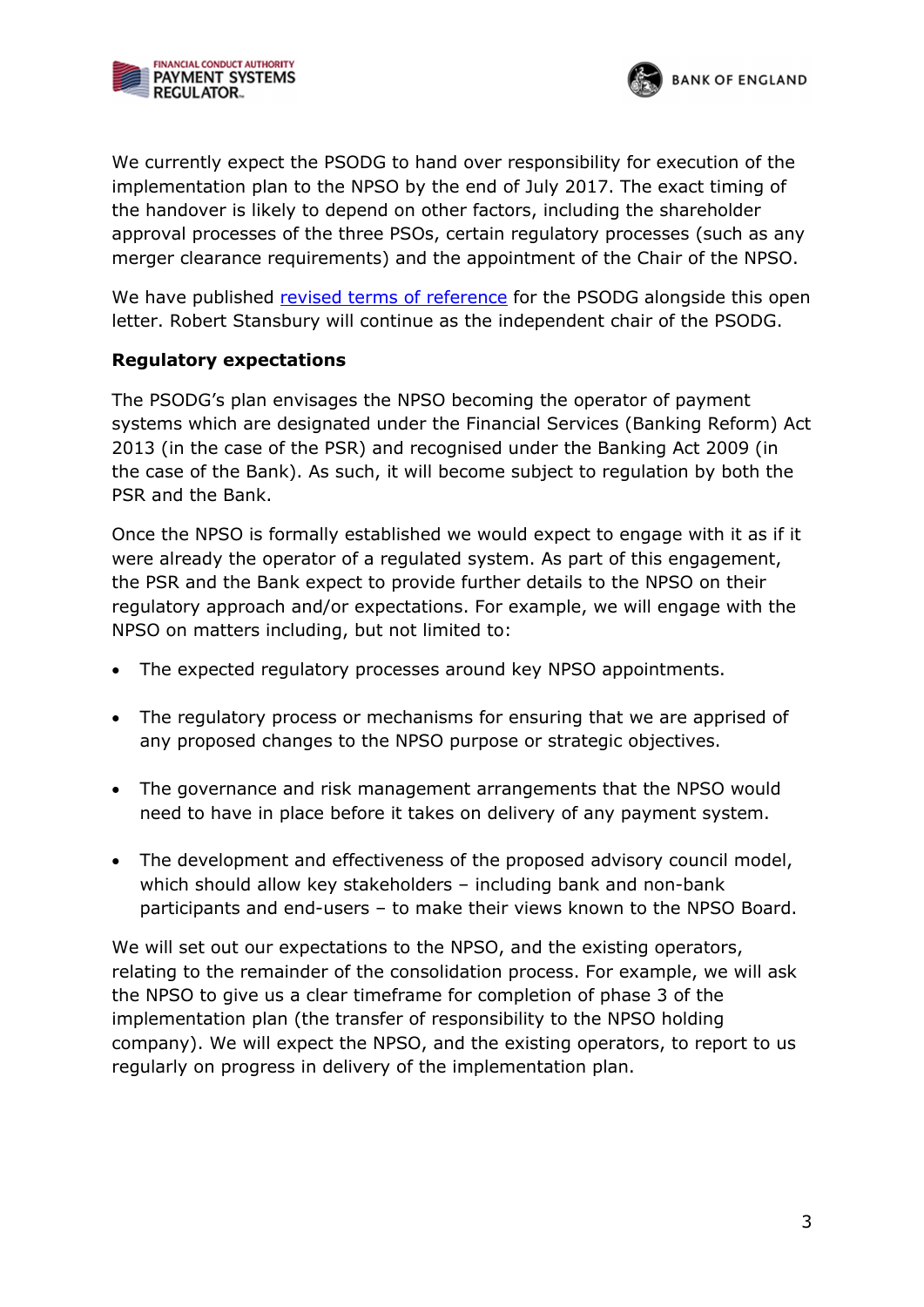We currently expect the PSODG to hand over responsibility for execution of the implementation plan to the NPSO by the end of July 2017. The exact timing of the handover is likely to depend on other factors, including the shareholder approval processes of the three PSOs, certain regulatory processes (such as any merger clearance requirements) and the appointment of the Chair of the NPSO.

We have published revised terms of reference for the PSODG alongside this open letter. Robert Stansbury will continue as the independent chair of the PSODG.

**Regulatory expectations**

The PSODG's plan envisages the NPSO becoming the operator of payment systems which are designated under the Financial Services (Banking Reform) Act 2013 (in the case of the PSR) and recognised under the Banking Act 2009 (in the case of the Bank). As such, it will become subject to regulation by both the PSR and the Bank.

Once the NPSO is formally established we would expect to engage with it as if it were already the operator of a regulated system. As part of this engagement, the PSR and the Bank expect to provide further details to the NPSO on their regulatory approach and/or expectations. For example, we will engage with the NPSO on matters including, but not limited to:

- The expected regulatory processes around key NPSO appointments.
- The regulatory process or mechanisms for ensuring that we are apprised of any proposed changes to the NPSO purpose or strategic objectives.
- The governance and risk management arrangements that the NPSO would need to have in place before it takes on delivery of any payment system.
- The development and effectiveness of the proposed advisory council model, which should allow key stakeholders – including bank and non-bank participants and end-users – to make their views known to the NPSO Board.

We will set out our expectations to the NPSO, and the existing operators, relating to the remainder of the consolidation process. For example, we will ask the NPSO to give us a clear timeframe for completion of phase 3 of the implementation plan (the transfer of responsibility to the NPSO holding company). We will expect the NPSO, and the existing operators, to report to us regularly on progress in delivery of the implementation plan.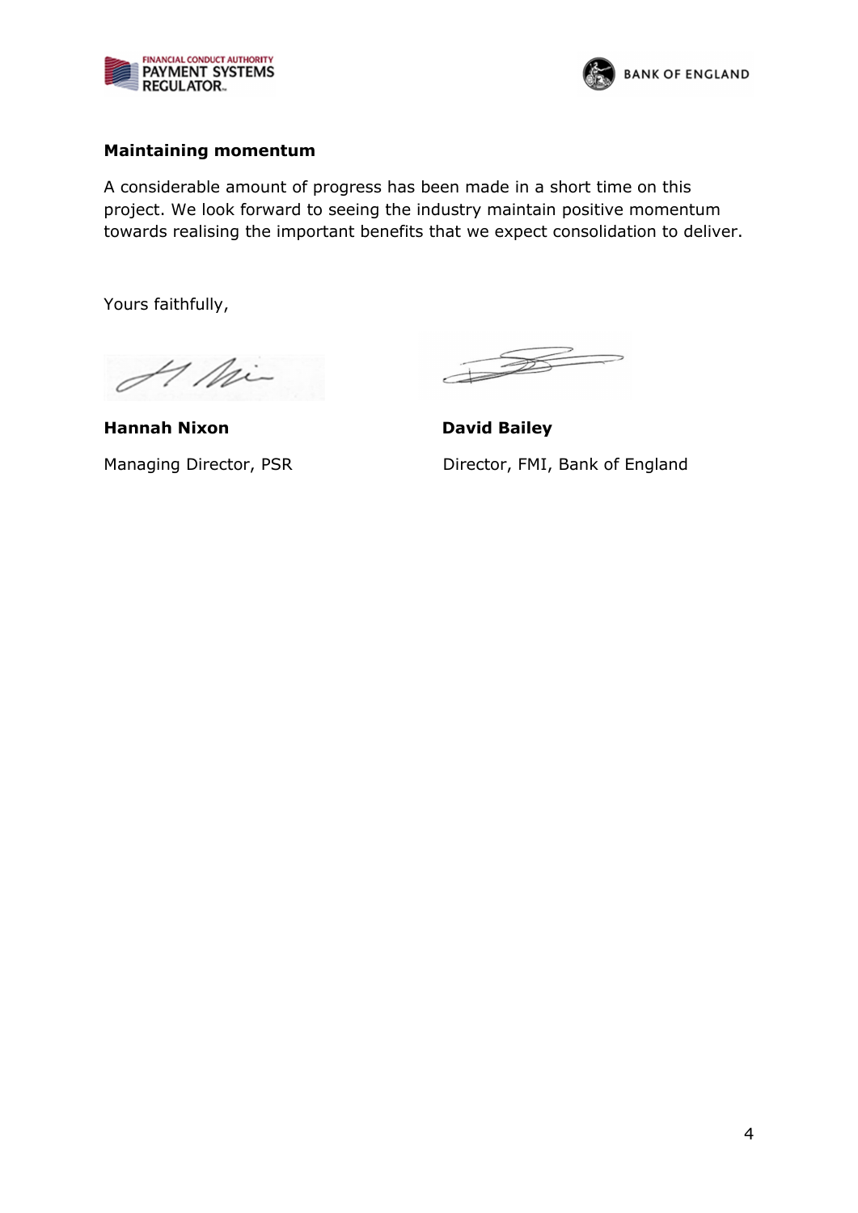## Maintaining momentum

A considerable amount of progress has been made in a short time on this project. We look forward to seeing the industry maintain positive momentum towards realising the important benefits that we expect consolidation to deliver.

Yours faithfully,

**Hannah Nixon**

Managing Director, PSR

**David Bailey**

Director, FMI, Bank of England